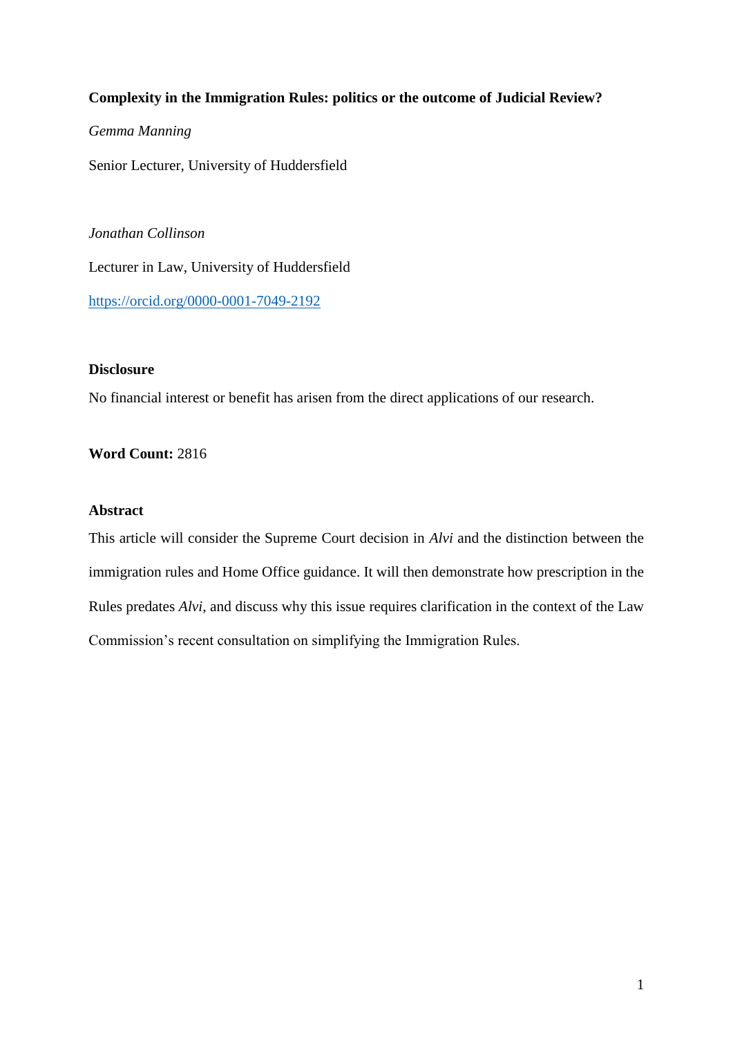**Complexity in the Immigration Rules: politics or the outcome of Judicial Review?**

*Gemma Manning*

Senior Lecturer, University of Huddersfield

*Jonathan Collinson*

Lecturer in Law, University of Huddersfield

https://orcid.org/0000-0001-7049-2192

**Disclosure**

No financial interest or benefit has arisen from the direct applications of our research.

**Word Count:** 2816

**Abstract**

This article will consider the Supreme Court decision in *Alvi* and the distinction between the immigration rules and Home Office guidance. It will then demonstrate how prescription in the Rules predates *Alvi*, and discuss why this issue requires clarification in the context of the Law Commission's recent consultation on simplifying the Immigration Rules.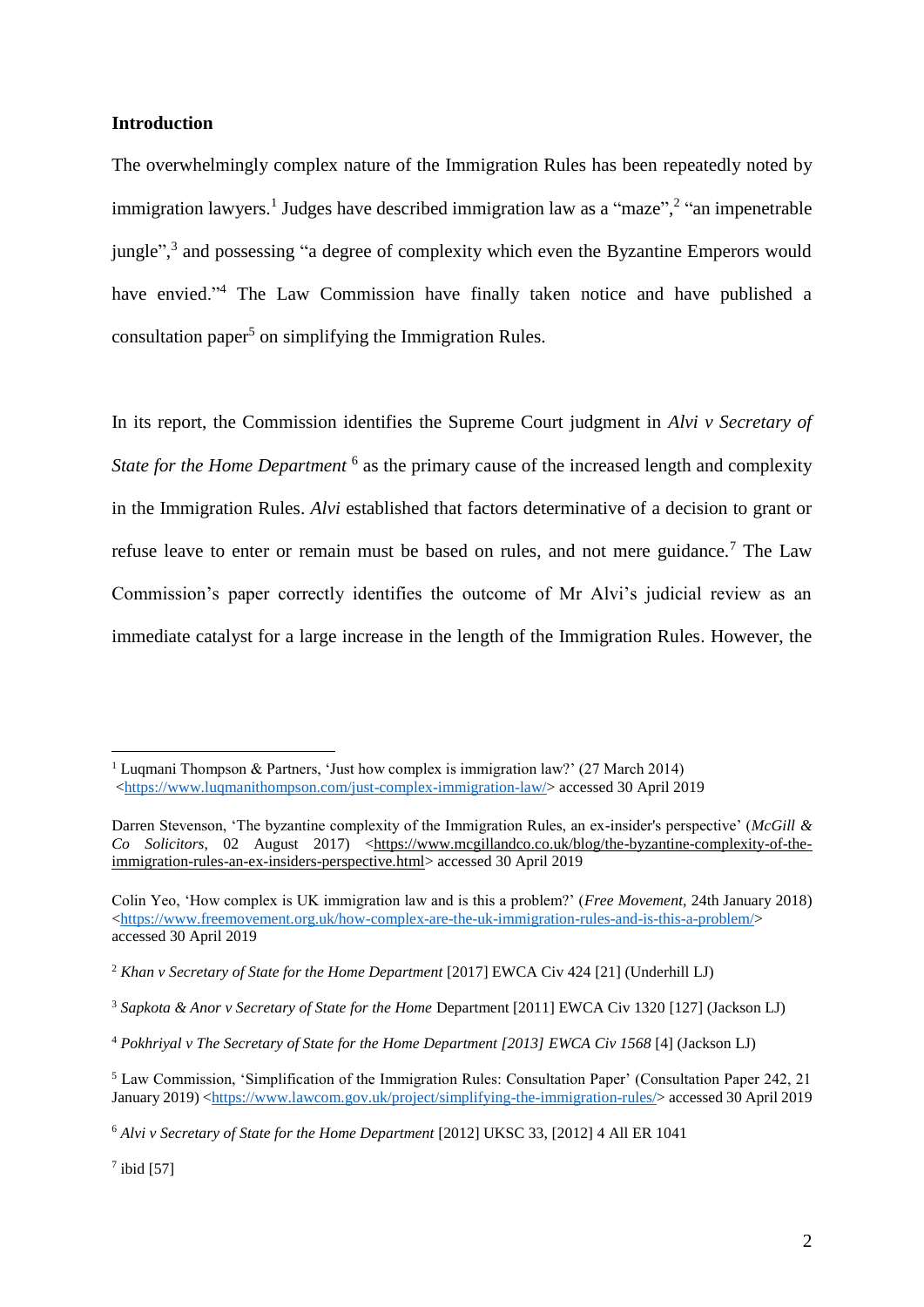**Introduction**

The overwhelmingly complex nature of the Immigration Rules has been repeatedly noted by immigration lawyers.[1] Judges have described immigration law as a "maze",[2] "an impenetrable jungle",[3] and possessing "a degree of complexity which even the Byzantine Emperors would have envied."[4] The Law Commission have finally taken notice and have published a consultation paper[5] on simplifying the Immigration Rules.

In its report, the Commission identifies the Supreme Court judgment in *Alvi v Secretary of State for the Home Department* [6] as the primary cause of the increased length and complexity in the Immigration Rules. *Alvi* established that factors determinative of a decision to grant or refuse leave to enter or remain must be based on rules, and not mere guidance.[7] The Law Commission's paper correctly identifies the outcome of Mr Alvi's judicial review as an immediate catalyst for a large increase in the length of the Immigration Rules. However, the

---

[1] Luqmani Thompson & Partners, 'Just how complex is immigration law?' (27 March 2014) <https://www.luqmanithompson.com/just-complex-immigration-law/> accessed 30 April 2019

Darren Stevenson, 'The byzantine complexity of the Immigration Rules, an ex-insider's perspective' (*McGill & Co Solicitors*, 02 August 2017) <https://www.mcgillandco.co.uk/blog/the-byzantine-complexity-of-the-immigration-rules-an-ex-insiders-perspective.html> accessed 30 April 2019

Colin Yeo, 'How complex is UK immigration law and is this a problem?' (*Free Movement*, 24th January 2018) <https://www.freemovement.org.uk/how-complex-are-the-uk-immigration-rules-and-is-this-a-problem/> accessed 30 April 2019

[2] *Khan v Secretary of State for the Home Department* [2017] EWCA Civ 424 [21] (Underhill LJ)

[3] *Sapkota & Anor v Secretary of State for the Home* Department [2011] EWCA Civ 1320 [127] (Jackson LJ)

[4] *Pokhriyal v The Secretary of State for the Home Department [2013] EWCA Civ 1568* [4] (Jackson LJ)

[5] Law Commission, 'Simplification of the Immigration Rules: Consultation Paper' (Consultation Paper 242, 21 January 2019) <https://www.lawcom.gov.uk/project/simplifying-the-immigration-rules/> accessed 30 April 2019

[6] *Alvi v Secretary of State for the Home Department* [2012] UKSC 33, [2012] 4 All ER 1041

[7] ibid [57]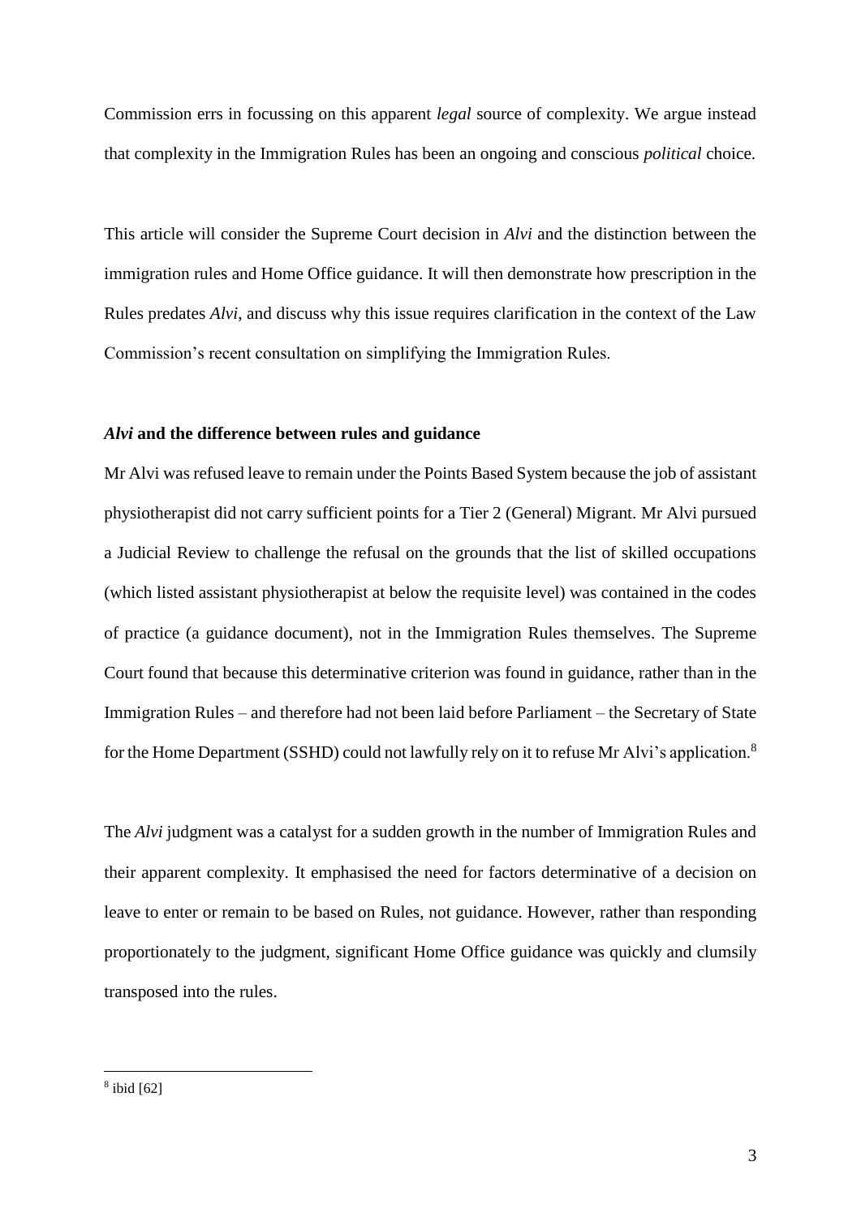Commission errs in focussing on this apparent *legal* source of complexity. We argue instead that complexity in the Immigration Rules has been an ongoing and conscious *political* choice.

This article will consider the Supreme Court decision in *Alvi* and the distinction between the immigration rules and Home Office guidance. It will then demonstrate how prescription in the Rules predates *Alvi*, and discuss why this issue requires clarification in the context of the Law Commission's recent consultation on simplifying the Immigration Rules.

### *Alvi* and the difference between rules and guidance

Mr Alvi was refused leave to remain under the Points Based System because the job of assistant physiotherapist did not carry sufficient points for a Tier 2 (General) Migrant. Mr Alvi pursued a Judicial Review to challenge the refusal on the grounds that the list of skilled occupations (which listed assistant physiotherapist at below the requisite level) was contained in the codes of practice (a guidance document), not in the Immigration Rules themselves. The Supreme Court found that because this determinative criterion was found in guidance, rather than in the Immigration Rules – and therefore had not been laid before Parliament – the Secretary of State for the Home Department (SSHD) could not lawfully rely on it to refuse Mr Alvi's application.[8]

The *Alvi* judgment was a catalyst for a sudden growth in the number of Immigration Rules and their apparent complexity. It emphasised the need for factors determinative of a decision on leave to enter or remain to be based on Rules, not guidance. However, rather than responding proportionately to the judgment, significant Home Office guidance was quickly and clumsily transposed into the rules.

[8] ibid [62]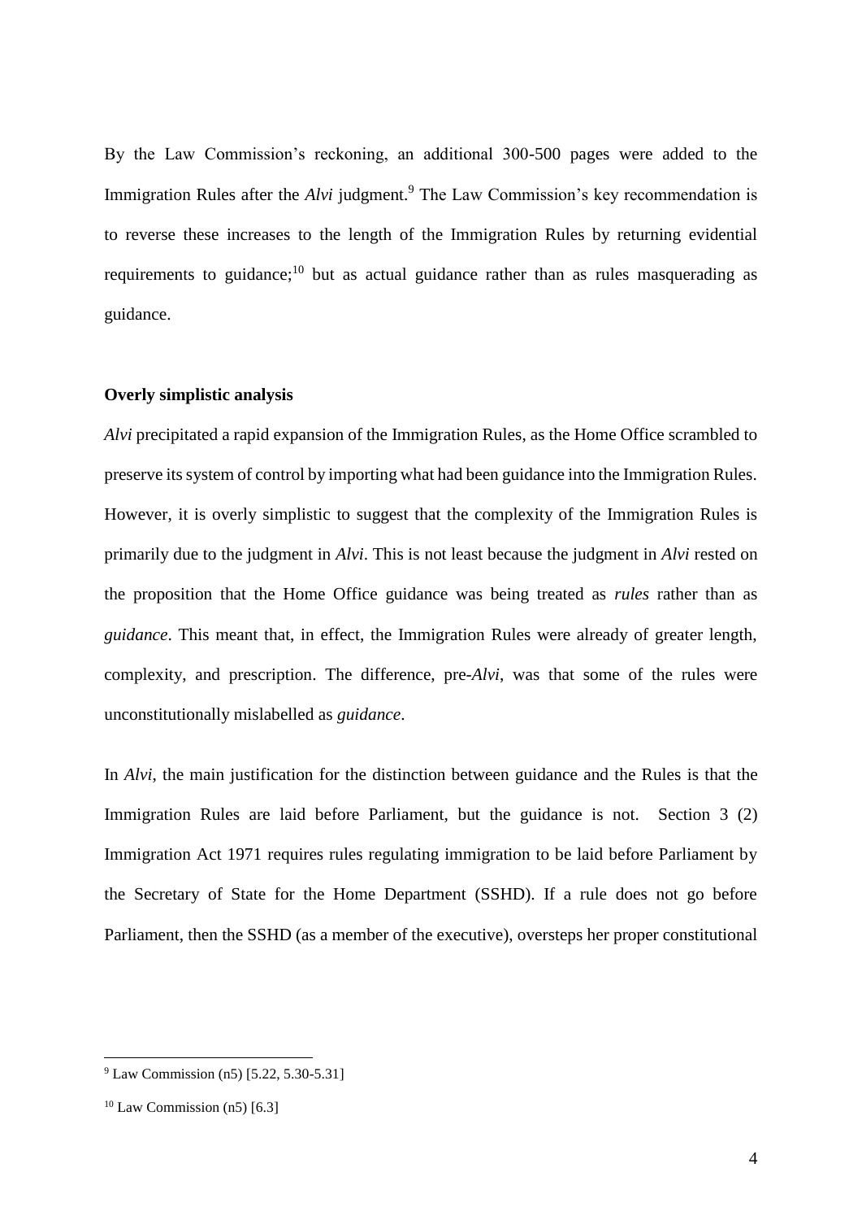By the Law Commission's reckoning, an additional 300-500 pages were added to the Immigration Rules after the *Alvi* judgment.[9] The Law Commission's key recommendation is to reverse these increases to the length of the Immigration Rules by returning evidential requirements to guidance;[10] but as actual guidance rather than as rules masquerading as guidance.

**Overly simplistic analysis**

*Alvi* precipitated a rapid expansion of the Immigration Rules, as the Home Office scrambled to preserve its system of control by importing what had been guidance into the Immigration Rules. However, it is overly simplistic to suggest that the complexity of the Immigration Rules is primarily due to the judgment in *Alvi*. This is not least because the judgment in *Alvi* rested on the proposition that the Home Office guidance was being treated as *rules* rather than as *guidance*. This meant that, in effect, the Immigration Rules were already of greater length, complexity, and prescription. The difference, pre-*Alvi*, was that some of the rules were unconstitutionally mislabelled as *guidance*.

In *Alvi*, the main justification for the distinction between guidance and the Rules is that the Immigration Rules are laid before Parliament, but the guidance is not. Section 3 (2) Immigration Act 1971 requires rules regulating immigration to be laid before Parliament by the Secretary of State for the Home Department (SSHD). If a rule does not go before Parliament, then the SSHD (as a member of the executive), oversteps her proper constitutional

---

[9] Law Commission (n5) [5.22, 5.30-5.31]

[10] Law Commission (n5) [6.3]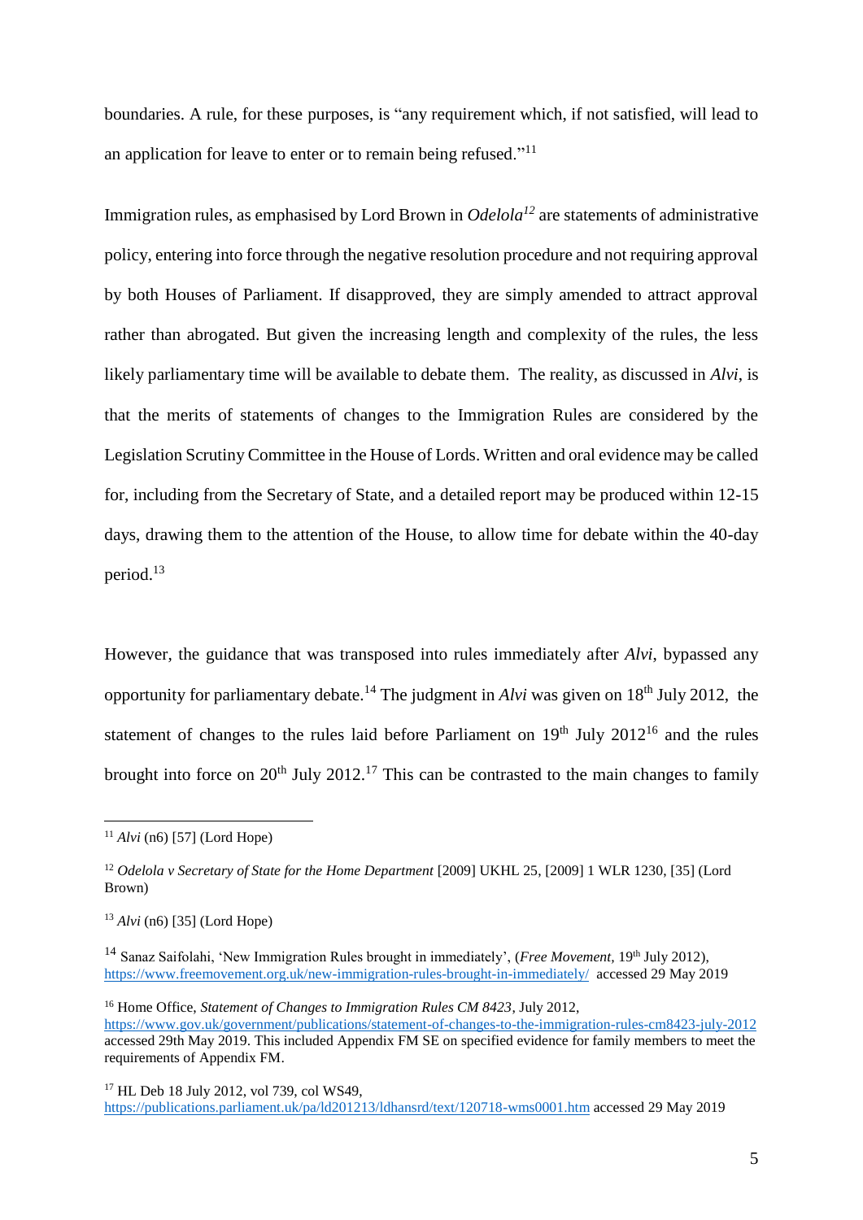boundaries. A rule, for these purposes, is "any requirement which, if not satisfied, will lead to an application for leave to enter or to remain being refused."[11]

Immigration rules, as emphasised by Lord Brown in *Odelola*[12] are statements of administrative policy, entering into force through the negative resolution procedure and not requiring approval by both Houses of Parliament. If disapproved, they are simply amended to attract approval rather than abrogated. But given the increasing length and complexity of the rules, the less likely parliamentary time will be available to debate them. The reality, as discussed in *Alvi*, is that the merits of statements of changes to the Immigration Rules are considered by the Legislation Scrutiny Committee in the House of Lords. Written and oral evidence may be called for, including from the Secretary of State, and a detailed report may be produced within 12-15 days, drawing them to the attention of the House, to allow time for debate within the 40-day period.[13]

However, the guidance that was transposed into rules immediately after *Alvi*, bypassed any opportunity for parliamentary debate.[14] The judgment in *Alvi* was given on 18th July 2012, the statement of changes to the rules laid before Parliament on 19th July 2012[16] and the rules brought into force on 20th July 2012.[17] This can be contrasted to the main changes to family

---

[11] *Alvi* (n6) [57] (Lord Hope)

[12] *Odelola v Secretary of State for the Home Department* [2009] UKHL 25, [2009] 1 WLR 1230, [35] (Lord Brown)

[13] *Alvi* (n6) [35] (Lord Hope)

[14] Sanaz Saifolahi, 'New Immigration Rules brought in immediately', (*Free Movement*, 19th July 2012), https://www.freemovement.org.uk/new-immigration-rules-brought-in-immediately/ accessed 29 May 2019

[16] Home Office, *Statement of Changes to Immigration Rules CM 8423*, July 2012, https://www.gov.uk/government/publications/statement-of-changes-to-the-immigration-rules-cm8423-july-2012 accessed 29th May 2019. This included Appendix FM SE on specified evidence for family members to meet the requirements of Appendix FM.

[17] HL Deb 18 July 2012, vol 739, col WS49, https://publications.parliament.uk/pa/ld201213/ldhansrd/text/120718-wms0001.htm accessed 29 May 2019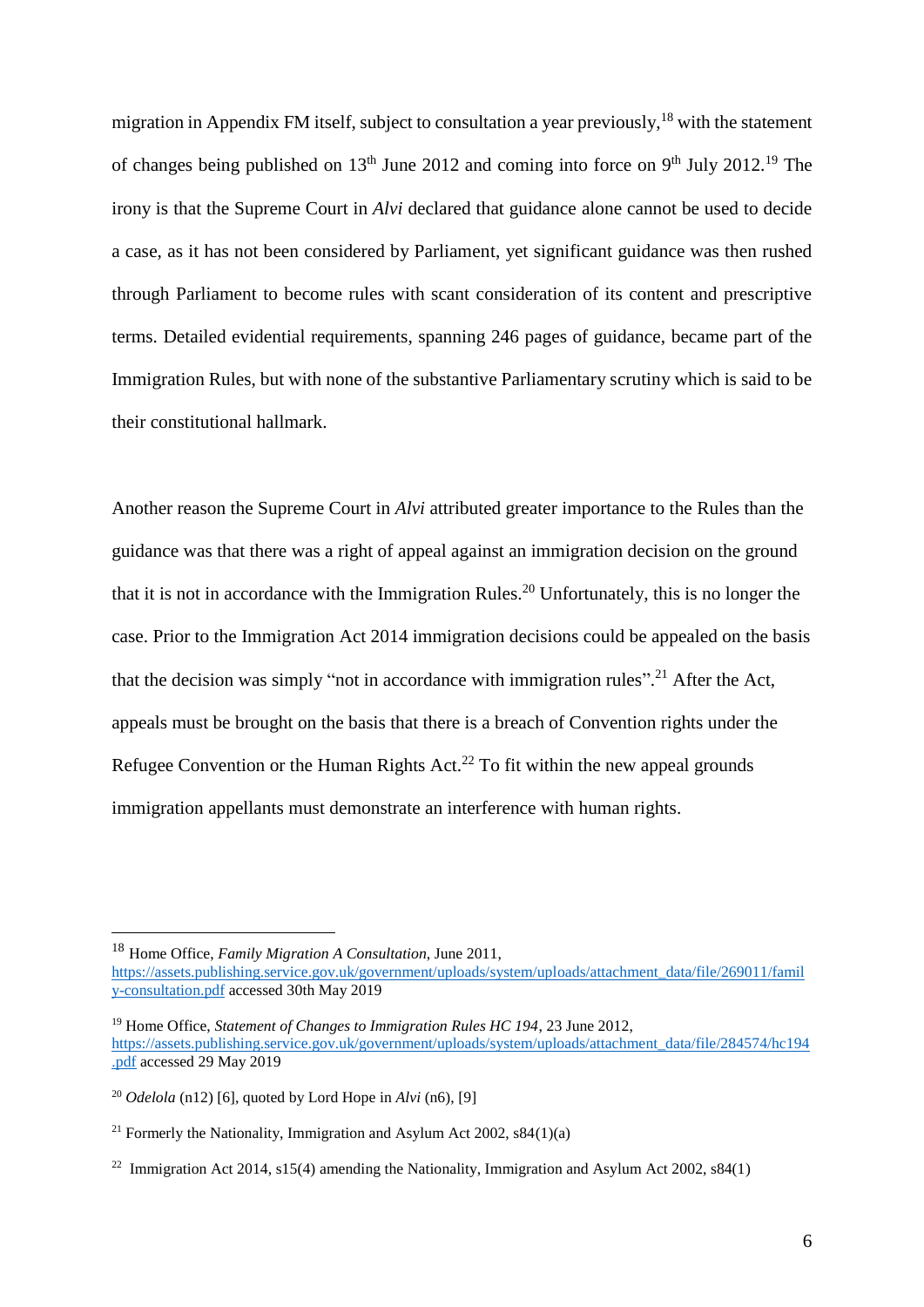migration in Appendix FM itself, subject to consultation a year previously,[18] with the statement of changes being published on 13th June 2012 and coming into force on 9th July 2012.[19] The irony is that the Supreme Court in *Alvi* declared that guidance alone cannot be used to decide a case, as it has not been considered by Parliament, yet significant guidance was then rushed through Parliament to become rules with scant consideration of its content and prescriptive terms. Detailed evidential requirements, spanning 246 pages of guidance, became part of the Immigration Rules, but with none of the substantive Parliamentary scrutiny which is said to be their constitutional hallmark.

Another reason the Supreme Court in *Alvi* attributed greater importance to the Rules than the guidance was that there was a right of appeal against an immigration decision on the ground that it is not in accordance with the Immigration Rules.[20] Unfortunately, this is no longer the case. Prior to the Immigration Act 2014 immigration decisions could be appealed on the basis that the decision was simply "not in accordance with immigration rules".[21] After the Act, appeals must be brought on the basis that there is a breach of Convention rights under the Refugee Convention or the Human Rights Act.[22] To fit within the new appeal grounds immigration appellants must demonstrate an interference with human rights.

---

[18] Home Office, *Family Migration A Consultation*, June 2011, https://assets.publishing.service.gov.uk/government/uploads/system/uploads/attachment_data/file/269011/family-consultation.pdf accessed 30th May 2019

[19] Home Office, *Statement of Changes to Immigration Rules HC 194*, 23 June 2012, https://assets.publishing.service.gov.uk/government/uploads/system/uploads/attachment_data/file/284574/hc194.pdf accessed 29 May 2019

[20] *Odelola* (n12) [6], quoted by Lord Hope in *Alvi* (n6), [9]

[21] Formerly the Nationality, Immigration and Asylum Act 2002, s84(1)(a)

[22] Immigration Act 2014, s15(4) amending the Nationality, Immigration and Asylum Act 2002, s84(1)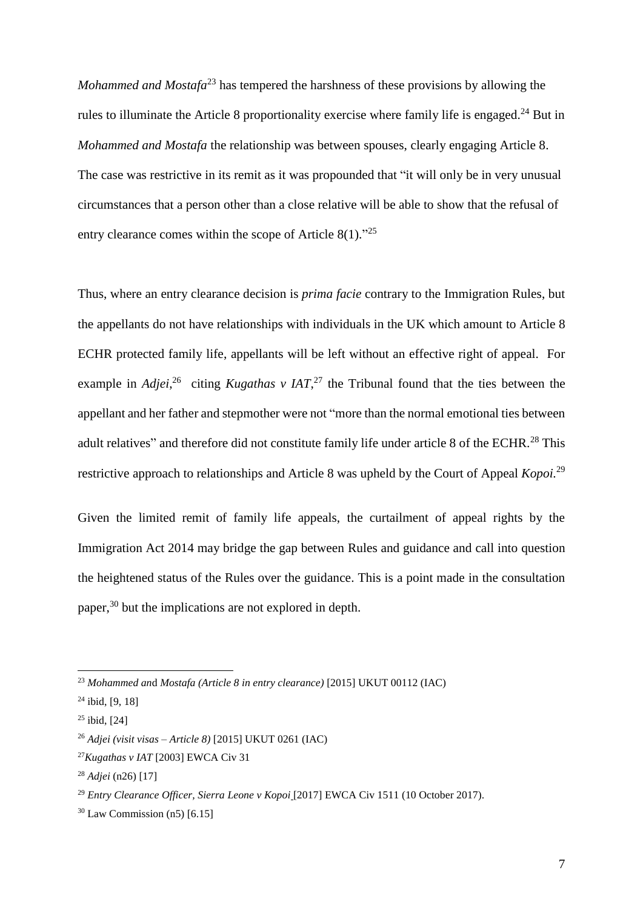*Mohammed and Mostafa*[23] has tempered the harshness of these provisions by allowing the rules to illuminate the Article 8 proportionality exercise where family life is engaged.[24] But in *Mohammed and Mostafa* the relationship was between spouses, clearly engaging Article 8. The case was restrictive in its remit as it was propounded that "it will only be in very unusual circumstances that a person other than a close relative will be able to show that the refusal of entry clearance comes within the scope of Article 8(1)."[25]

Thus, where an entry clearance decision is *prima facie* contrary to the Immigration Rules, but the appellants do not have relationships with individuals in the UK which amount to Article 8 ECHR protected family life, appellants will be left without an effective right of appeal. For example in *Adjei*,[26] citing *Kugathas v IAT*,[27] the Tribunal found that the ties between the appellant and her father and stepmother were not "more than the normal emotional ties between adult relatives" and therefore did not constitute family life under article 8 of the ECHR.[28] This restrictive approach to relationships and Article 8 was upheld by the Court of Appeal *Kopoi.*[29]

Given the limited remit of family life appeals, the curtailment of appeal rights by the Immigration Act 2014 may bridge the gap between Rules and guidance and call into question the heightened status of the Rules over the guidance. This is a point made in the consultation paper,[30] but the implications are not explored in depth.

---

[23] *Mohammed and Mostafa (Article 8 in entry clearance)* [2015] UKUT 00112 (IAC)

[24] ibid, [9, 18]

[25] ibid, [24]

[26] *Adjei (visit visas – Article 8)* [2015] UKUT 0261 (IAC)

[27] *Kugathas v IAT* [2003] EWCA Civ 31

[28] *Adjei* (n26) [17]

[29] *Entry Clearance Officer, Sierra Leone v Kopoi* [2017] EWCA Civ 1511 (10 October 2017).

[30] Law Commission (n5) [6.15]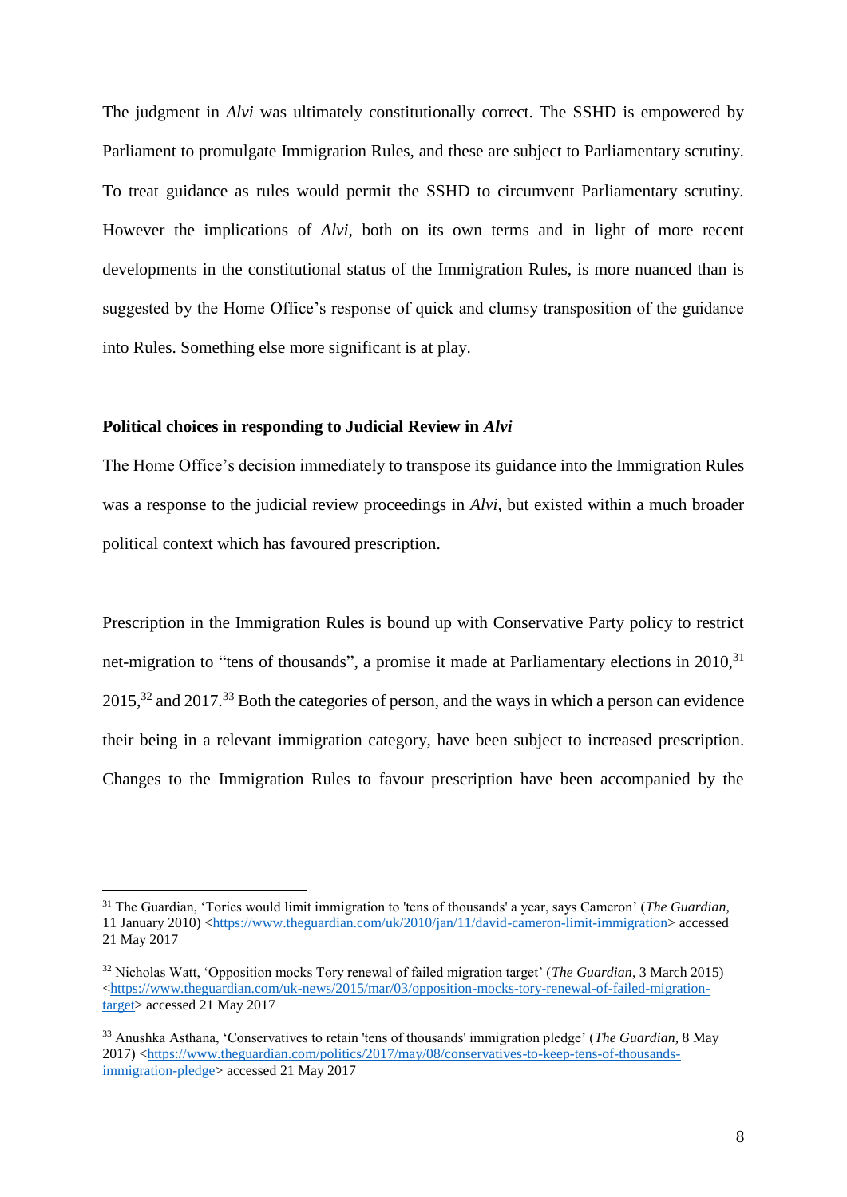The judgment in *Alvi* was ultimately constitutionally correct. The SSHD is empowered by Parliament to promulgate Immigration Rules, and these are subject to Parliamentary scrutiny. To treat guidance as rules would permit the SSHD to circumvent Parliamentary scrutiny. However the implications of *Alvi*, both on its own terms and in light of more recent developments in the constitutional status of the Immigration Rules, is more nuanced than is suggested by the Home Office's response of quick and clumsy transposition of the guidance into Rules. Something else more significant is at play.

**Political choices in responding to Judicial Review in *Alvi***

The Home Office's decision immediately to transpose its guidance into the Immigration Rules was a response to the judicial review proceedings in *Alvi*, but existed within a much broader political context which has favoured prescription.

Prescription in the Immigration Rules is bound up with Conservative Party policy to restrict net-migration to "tens of thousands", a promise it made at Parliamentary elections in 2010,[31] 2015,[32] and 2017.[33] Both the categories of person, and the ways in which a person can evidence their being in a relevant immigration category, have been subject to increased prescription. Changes to the Immigration Rules to favour prescription have been accompanied by the

---

[31] The Guardian, 'Tories would limit immigration to 'tens of thousands' a year, says Cameron' (*The Guardian*, 11 January 2010) <https://www.theguardian.com/uk/2010/jan/11/david-cameron-limit-immigration> accessed 21 May 2017

[32] Nicholas Watt, 'Opposition mocks Tory renewal of failed migration target' (*The Guardian*, 3 March 2015) <https://www.theguardian.com/uk-news/2015/mar/03/opposition-mocks-tory-renewal-of-failed-migration-target> accessed 21 May 2017

[33] Anushka Asthana, 'Conservatives to retain 'tens of thousands' immigration pledge' (*The Guardian*, 8 May 2017) <https://www.theguardian.com/politics/2017/may/08/conservatives-to-keep-tens-of-thousands-immigration-pledge> accessed 21 May 2017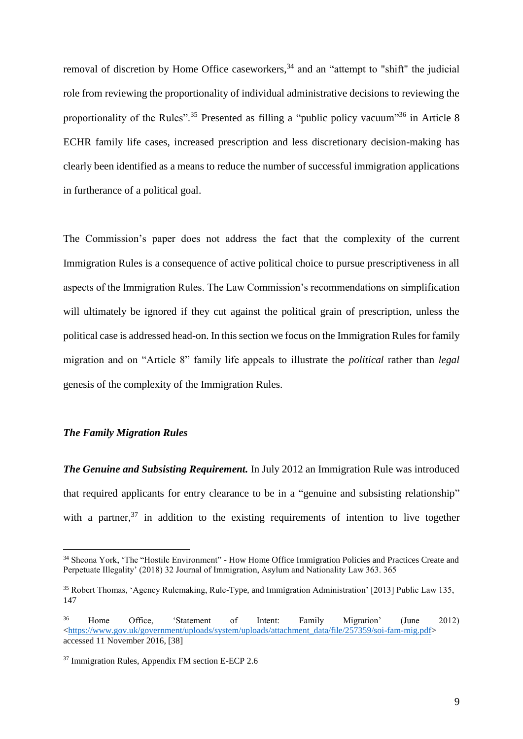removal of discretion by Home Office caseworkers,[34] and an "attempt to "shift" the judicial role from reviewing the proportionality of individual administrative decisions to reviewing the proportionality of the Rules".[35] Presented as filling a "public policy vacuum"[36] in Article 8 ECHR family life cases, increased prescription and less discretionary decision-making has clearly been identified as a means to reduce the number of successful immigration applications in furtherance of a political goal.

The Commission's paper does not address the fact that the complexity of the current Immigration Rules is a consequence of active political choice to pursue prescriptiveness in all aspects of the Immigration Rules. The Law Commission's recommendations on simplification will ultimately be ignored if they cut against the political grain of prescription, unless the political case is addressed head-on. In this section we focus on the Immigration Rules for family migration and on "Article 8" family life appeals to illustrate the *political* rather than *legal* genesis of the complexity of the Immigration Rules.

### *The Family Migration Rules*

***The Genuine and Subsisting Requirement.*** In July 2012 an Immigration Rule was introduced that required applicants for entry clearance to be in a "genuine and subsisting relationship" with a partner,[37] in addition to the existing requirements of intention to live together

---

[34] Sheona York, 'The "Hostile Environment" - How Home Office Immigration Policies and Practices Create and Perpetuate Illegality' (2018) 32 Journal of Immigration, Asylum and Nationality Law 363. 365

[35] Robert Thomas, 'Agency Rulemaking, Rule-Type, and Immigration Administration' [2013] Public Law 135, 147

[36] Home Office, 'Statement of Intent: Family Migration' (June 2012) <https://www.gov.uk/government/uploads/system/uploads/attachment_data/file/257359/soi-fam-mig.pdf> accessed 11 November 2016, [38]

[37] Immigration Rules, Appendix FM section E-ECP 2.6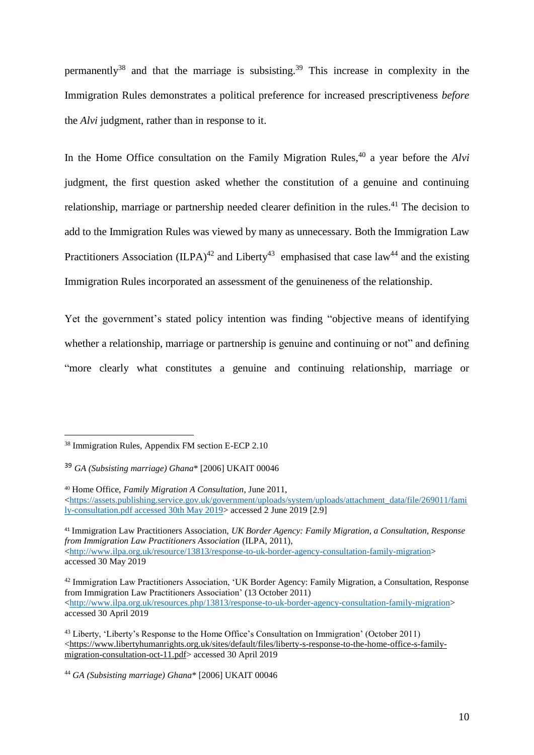permanently[38] and that the marriage is subsisting.[39] This increase in complexity in the Immigration Rules demonstrates a political preference for increased prescriptiveness *before* the *Alvi* judgment, rather than in response to it.

In the Home Office consultation on the Family Migration Rules,[40] a year before the *Alvi* judgment, the first question asked whether the constitution of a genuine and continuing relationship, marriage or partnership needed clearer definition in the rules.[41] The decision to add to the Immigration Rules was viewed by many as unnecessary. Both the Immigration Law Practitioners Association (ILPA)[42] and Liberty[43] emphasised that case law[44] and the existing Immigration Rules incorporated an assessment of the genuineness of the relationship.

Yet the government's stated policy intention was finding "objective means of identifying whether a relationship, marriage or partnership is genuine and continuing or not" and defining "more clearly what constitutes a genuine and continuing relationship, marriage or

---

[38] Immigration Rules, Appendix FM section E-ECP 2.10

[39] *GA (Subsisting marriage) Ghana\** [2006] UKAIT 00046

[40] Home Office, *Family Migration A Consultation*, June 2011, <https://assets.publishing.service.gov.uk/government/uploads/system/uploads/attachment_data/file/269011/family-consultation.pdf accessed 30th May 2019> accessed 2 June 2019 [2.9]

[41] Immigration Law Practitioners Association, *UK Border Agency: Family Migration, a Consultation, Response from Immigration Law Practitioners Association* (ILPA, 2011), <http://www.ilpa.org.uk/resource/13813/response-to-uk-border-agency-consultation-family-migration> accessed 30 May 2019

[42] Immigration Law Practitioners Association, 'UK Border Agency: Family Migration, a Consultation, Response from Immigration Law Practitioners Association' (13 October 2011) <http://www.ilpa.org.uk/resources.php/13813/response-to-uk-border-agency-consultation-family-migration> accessed 30 April 2019

[43] Liberty, 'Liberty's Response to the Home Office's Consultation on Immigration' (October 2011) <https://www.libertyhumanrights.org.uk/sites/default/files/liberty-s-response-to-the-home-office-s-family-migration-consultation-oct-11.pdf> accessed 30 April 2019

[44] *GA (Subsisting marriage) Ghana\** [2006] UKAIT 00046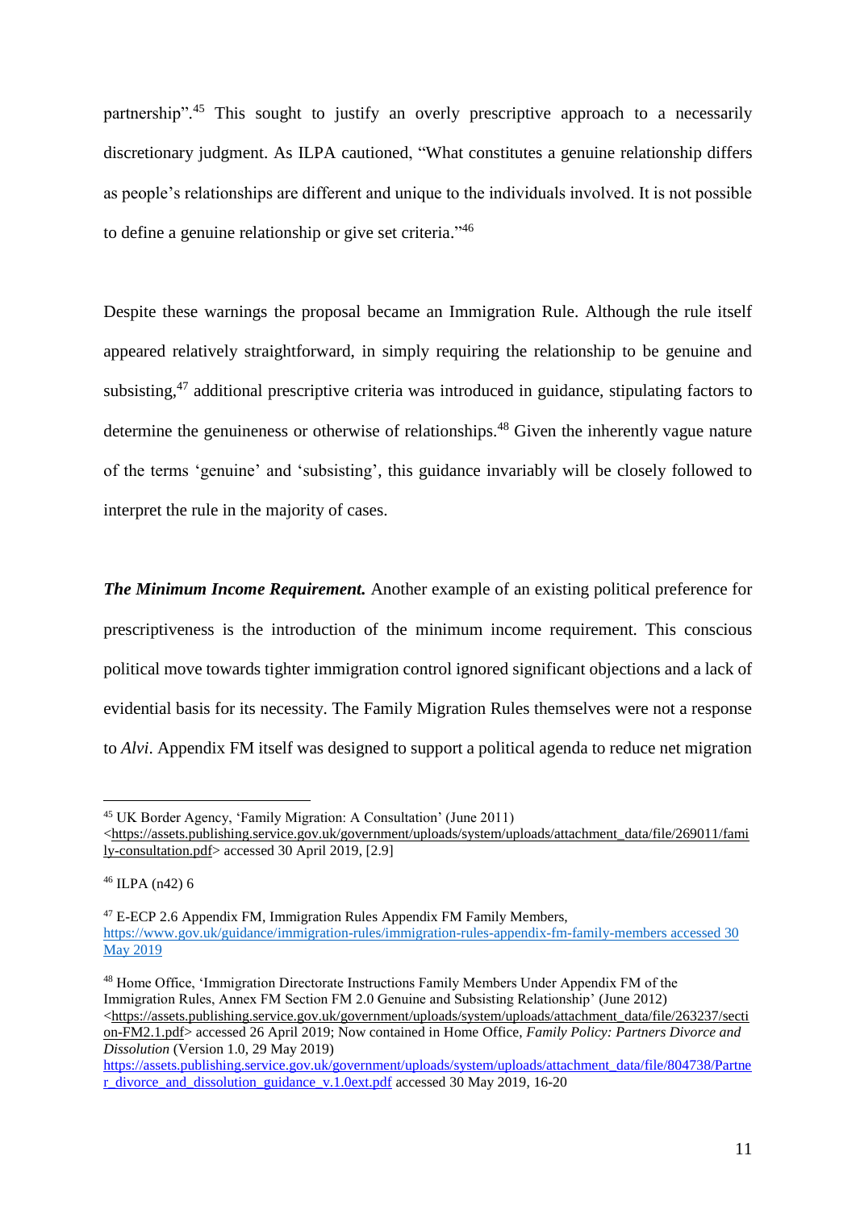partnership".[45] This sought to justify an overly prescriptive approach to a necessarily discretionary judgment. As ILPA cautioned, "What constitutes a genuine relationship differs as people's relationships are different and unique to the individuals involved. It is not possible to define a genuine relationship or give set criteria."[46]

Despite these warnings the proposal became an Immigration Rule. Although the rule itself appeared relatively straightforward, in simply requiring the relationship to be genuine and subsisting,[47] additional prescriptive criteria was introduced in guidance, stipulating factors to determine the genuineness or otherwise of relationships.[48] Given the inherently vague nature of the terms 'genuine' and 'subsisting', this guidance invariably will be closely followed to interpret the rule in the majority of cases.

***The Minimum Income Requirement.*** Another example of an existing political preference for prescriptiveness is the introduction of the minimum income requirement. This conscious political move towards tighter immigration control ignored significant objections and a lack of evidential basis for its necessity. The Family Migration Rules themselves were not a response to *Alvi*. Appendix FM itself was designed to support a political agenda to reduce net migration

---

[45] UK Border Agency, 'Family Migration: A Consultation' (June 2011) <https://assets.publishing.service.gov.uk/government/uploads/system/uploads/attachment_data/file/269011/family-consultation.pdf> accessed 30 April 2019, [2.9]

[46] ILPA (n42) 6

[47] E-ECP 2.6 Appendix FM, Immigration Rules Appendix FM Family Members, https://www.gov.uk/guidance/immigration-rules/immigration-rules-appendix-fm-family-members accessed 30 May 2019

[48] Home Office, 'Immigration Directorate Instructions Family Members Under Appendix FM of the Immigration Rules, Annex FM Section FM 2.0 Genuine and Subsisting Relationship' (June 2012) <https://assets.publishing.service.gov.uk/government/uploads/system/uploads/attachment_data/file/263237/section-FM2.1.pdf> accessed 26 April 2019; Now contained in Home Office, *Family Policy: Partners Divorce and Dissolution* (Version 1.0, 29 May 2019) https://assets.publishing.service.gov.uk/government/uploads/system/uploads/attachment_data/file/804738/Partner_divorce_and_dissolution_guidance_v.1.0ext.pdf accessed 30 May 2019, 16-20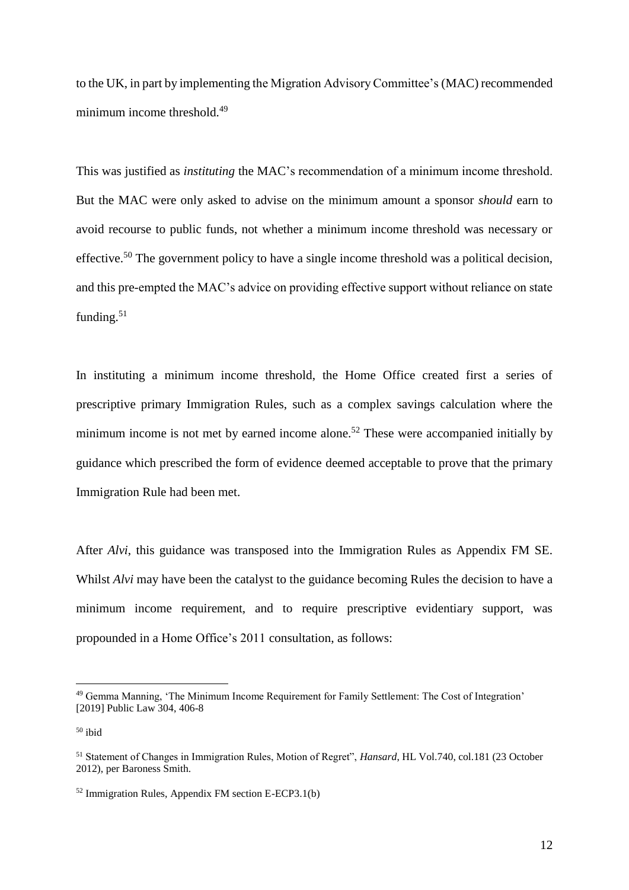to the UK, in part by implementing the Migration Advisory Committee's (MAC) recommended minimum income threshold.[49]

This was justified as *instituting* the MAC's recommendation of a minimum income threshold. But the MAC were only asked to advise on the minimum amount a sponsor *should* earn to avoid recourse to public funds, not whether a minimum income threshold was necessary or effective.[50] The government policy to have a single income threshold was a political decision, and this pre-empted the MAC's advice on providing effective support without reliance on state funding.[51]

In instituting a minimum income threshold, the Home Office created first a series of prescriptive primary Immigration Rules, such as a complex savings calculation where the minimum income is not met by earned income alone.[52] These were accompanied initially by guidance which prescribed the form of evidence deemed acceptable to prove that the primary Immigration Rule had been met.

After *Alvi*, this guidance was transposed into the Immigration Rules as Appendix FM SE. Whilst *Alvi* may have been the catalyst to the guidance becoming Rules the decision to have a minimum income requirement, and to require prescriptive evidentiary support, was propounded in a Home Office's 2011 consultation, as follows:

---

[49] Gemma Manning, 'The Minimum Income Requirement for Family Settlement: The Cost of Integration' [2019] Public Law 304, 406-8

[50] ibid

[51] Statement of Changes in Immigration Rules, Motion of Regret", *Hansard*, HL Vol.740, col.181 (23 October 2012), per Baroness Smith.

[52] Immigration Rules, Appendix FM section E-ECP3.1(b)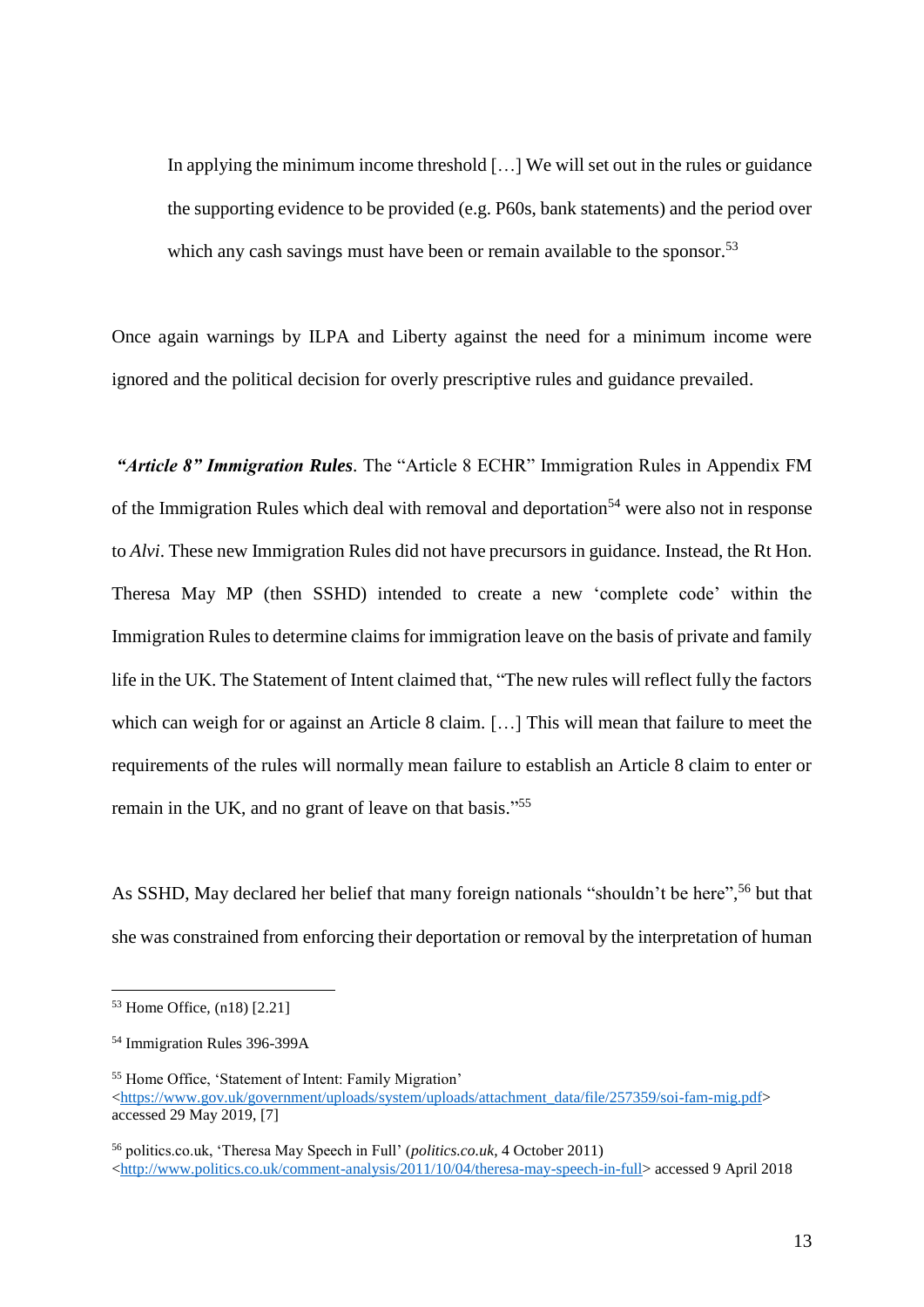> In applying the minimum income threshold […] We will set out in the rules or guidance the supporting evidence to be provided (e.g. P60s, bank statements) and the period over which any cash savings must have been or remain available to the sponsor.[53]

Once again warnings by ILPA and Liberty against the need for a minimum income were ignored and the political decision for overly prescriptive rules and guidance prevailed.

***"Article 8" Immigration Rules***. The "Article 8 ECHR" Immigration Rules in Appendix FM of the Immigration Rules which deal with removal and deportation[54] were also not in response to *Alvi*. These new Immigration Rules did not have precursors in guidance. Instead, the Rt Hon. Theresa May MP (then SSHD) intended to create a new 'complete code' within the Immigration Rules to determine claims for immigration leave on the basis of private and family life in the UK. The Statement of Intent claimed that, "The new rules will reflect fully the factors which can weigh for or against an Article 8 claim. […] This will mean that failure to meet the requirements of the rules will normally mean failure to establish an Article 8 claim to enter or remain in the UK, and no grant of leave on that basis."[55]

As SSHD, May declared her belief that many foreign nationals "shouldn't be here",[56] but that she was constrained from enforcing their deportation or removal by the interpretation of human

---

[53] Home Office, (n18) [2.21]

[54] Immigration Rules 396-399A

[55] Home Office, 'Statement of Intent: Family Migration' <https://www.gov.uk/government/uploads/system/uploads/attachment_data/file/257359/soi-fam-mig.pdf> accessed 29 May 2019, [7]

[56] politics.co.uk, 'Theresa May Speech in Full' (*politics.co.uk*, 4 October 2011) <http://www.politics.co.uk/comment-analysis/2011/10/04/theresa-may-speech-in-full> accessed 9 April 2018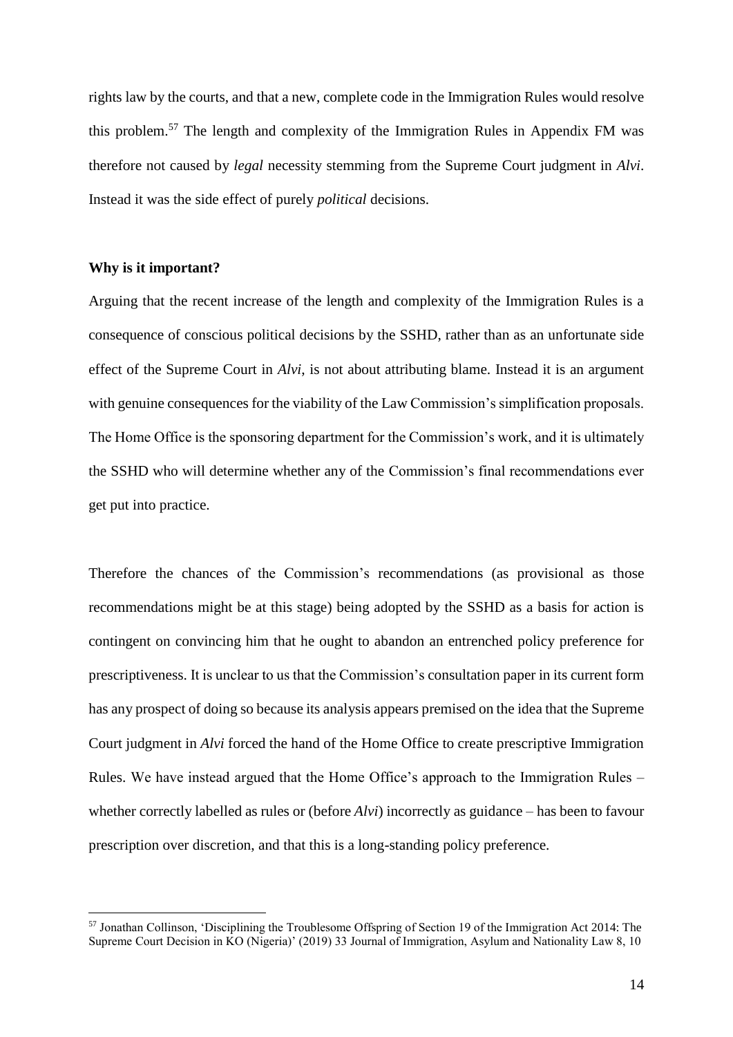rights law by the courts, and that a new, complete code in the Immigration Rules would resolve this problem.[57] The length and complexity of the Immigration Rules in Appendix FM was therefore not caused by *legal* necessity stemming from the Supreme Court judgment in *Alvi*. Instead it was the side effect of purely *political* decisions.

**Why is it important?**

Arguing that the recent increase of the length and complexity of the Immigration Rules is a consequence of conscious political decisions by the SSHD, rather than as an unfortunate side effect of the Supreme Court in *Alvi*, is not about attributing blame. Instead it is an argument with genuine consequences for the viability of the Law Commission's simplification proposals. The Home Office is the sponsoring department for the Commission's work, and it is ultimately the SSHD who will determine whether any of the Commission's final recommendations ever get put into practice.

Therefore the chances of the Commission's recommendations (as provisional as those recommendations might be at this stage) being adopted by the SSHD as a basis for action is contingent on convincing him that he ought to abandon an entrenched policy preference for prescriptiveness. It is unclear to us that the Commission's consultation paper in its current form has any prospect of doing so because its analysis appears premised on the idea that the Supreme Court judgment in *Alvi* forced the hand of the Home Office to create prescriptive Immigration Rules. We have instead argued that the Home Office's approach to the Immigration Rules – whether correctly labelled as rules or (before *Alvi*) incorrectly as guidance – has been to favour prescription over discretion, and that this is a long-standing policy preference.

[57] Jonathan Collinson, 'Disciplining the Troublesome Offspring of Section 19 of the Immigration Act 2014: The Supreme Court Decision in KO (Nigeria)' (2019) 33 Journal of Immigration, Asylum and Nationality Law 8, 10